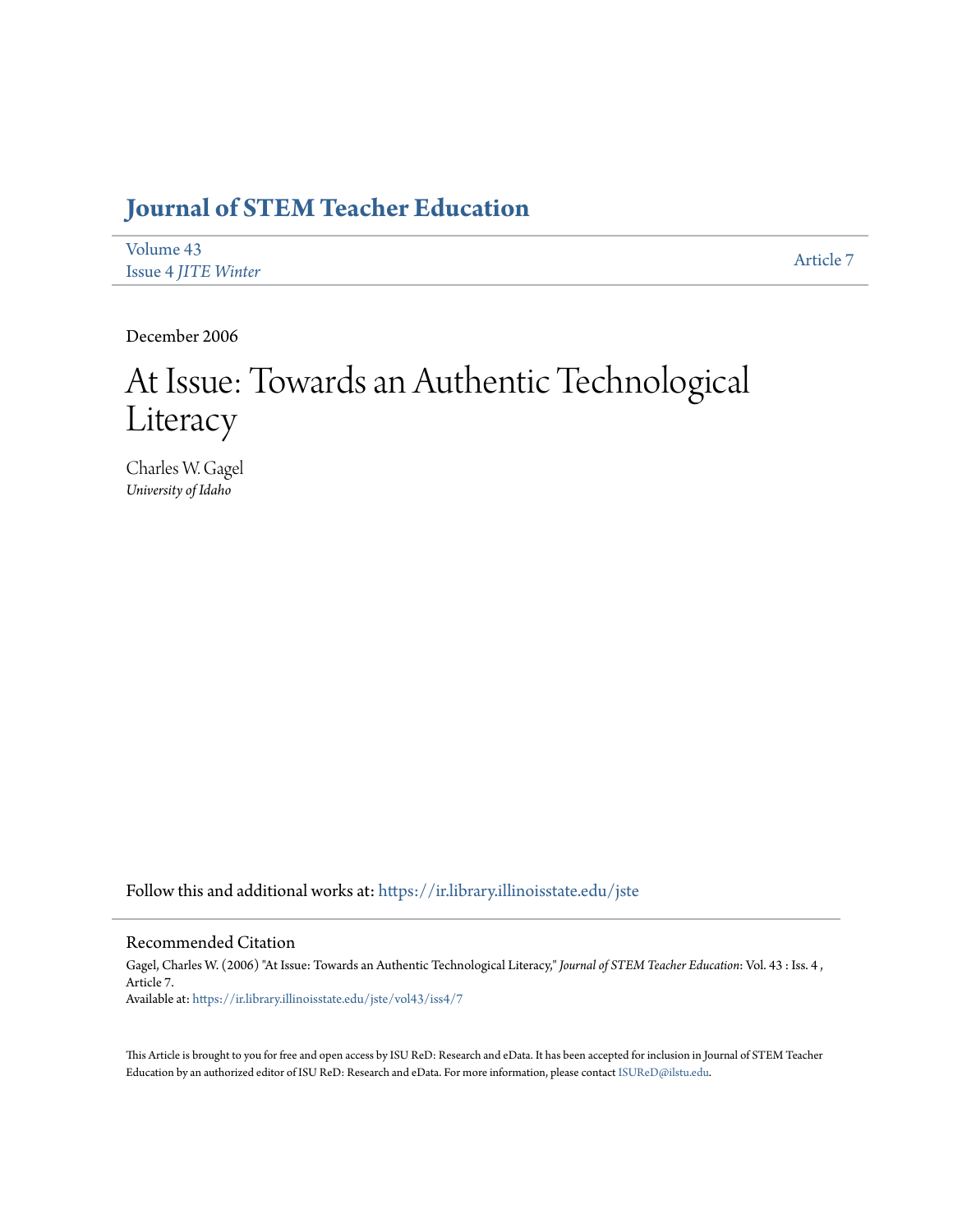# Journal of STEM Teacher Education

Volume 43
Issue 4 *JITE Winter*

Article 7

December 2006

# At Issue: Towards an Authentic Technological Literacy

Charles W. Gagel
*University of Idaho*

Follow this and additional works at: https://ir.library.illinoisstate.edu/jste

## Recommended Citation

Gagel, Charles W. (2006) "At Issue: Towards an Authentic Technological Literacy," *Journal of STEM Teacher Education*: Vol. 43 : Iss. 4 , Article 7.
Available at: https://ir.library.illinoisstate.edu/jste/vol43/iss4/7

This Article is brought to you for free and open access by ISU ReD: Research and eData. It has been accepted for inclusion in Journal of STEM Teacher Education by an authorized editor of ISU ReD: Research and eData. For more information, please contact ISUReD@ilstu.edu.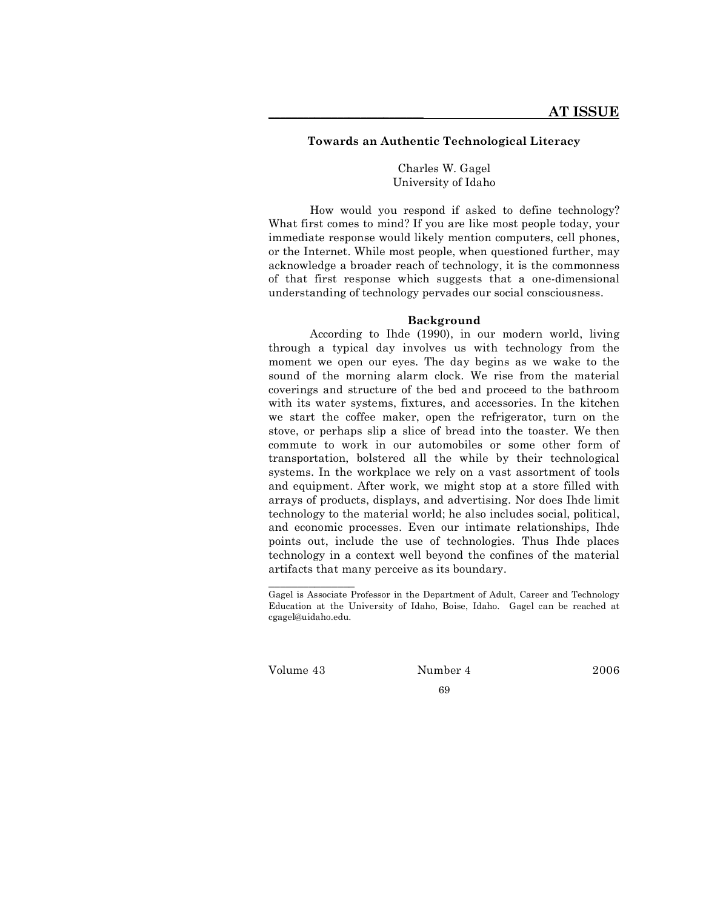## AT ISSUE

### Towards an Authentic Technological Literacy

Charles W. Gagel
University of Idaho

How would you respond if asked to define technology? What first comes to mind? If you are like most people today, your immediate response would likely mention computers, cell phones, or the Internet. While most people, when questioned further, may acknowledge a broader reach of technology, it is the commonness of that first response which suggests that a one-dimensional understanding of technology pervades our social consciousness.

### Background

According to Ihde (1990), in our modern world, living through a typical day involves us with technology from the moment we open our eyes. The day begins as we wake to the sound of the morning alarm clock. We rise from the material coverings and structure of the bed and proceed to the bathroom with its water systems, fixtures, and accessories. In the kitchen we start the coffee maker, open the refrigerator, turn on the stove, or perhaps slip a slice of bread into the toaster. We then commute to work in our automobiles or some other form of transportation, bolstered all the while by their technological systems. In the workplace we rely on a vast assortment of tools and equipment. After work, we might stop at a store filled with arrays of products, displays, and advertising. Nor does Ihde limit technology to the material world; he also includes social, political, and economic processes. Even our intimate relationships, Ihde points out, include the use of technologies. Thus Ihde places technology in a context well beyond the confines of the material artifacts that many perceive as its boundary.

---

Gagel is Associate Professor in the Department of Adult, Career and Technology Education at the University of Idaho, Boise, Idaho. Gagel can be reached at cgagel@uidaho.edu.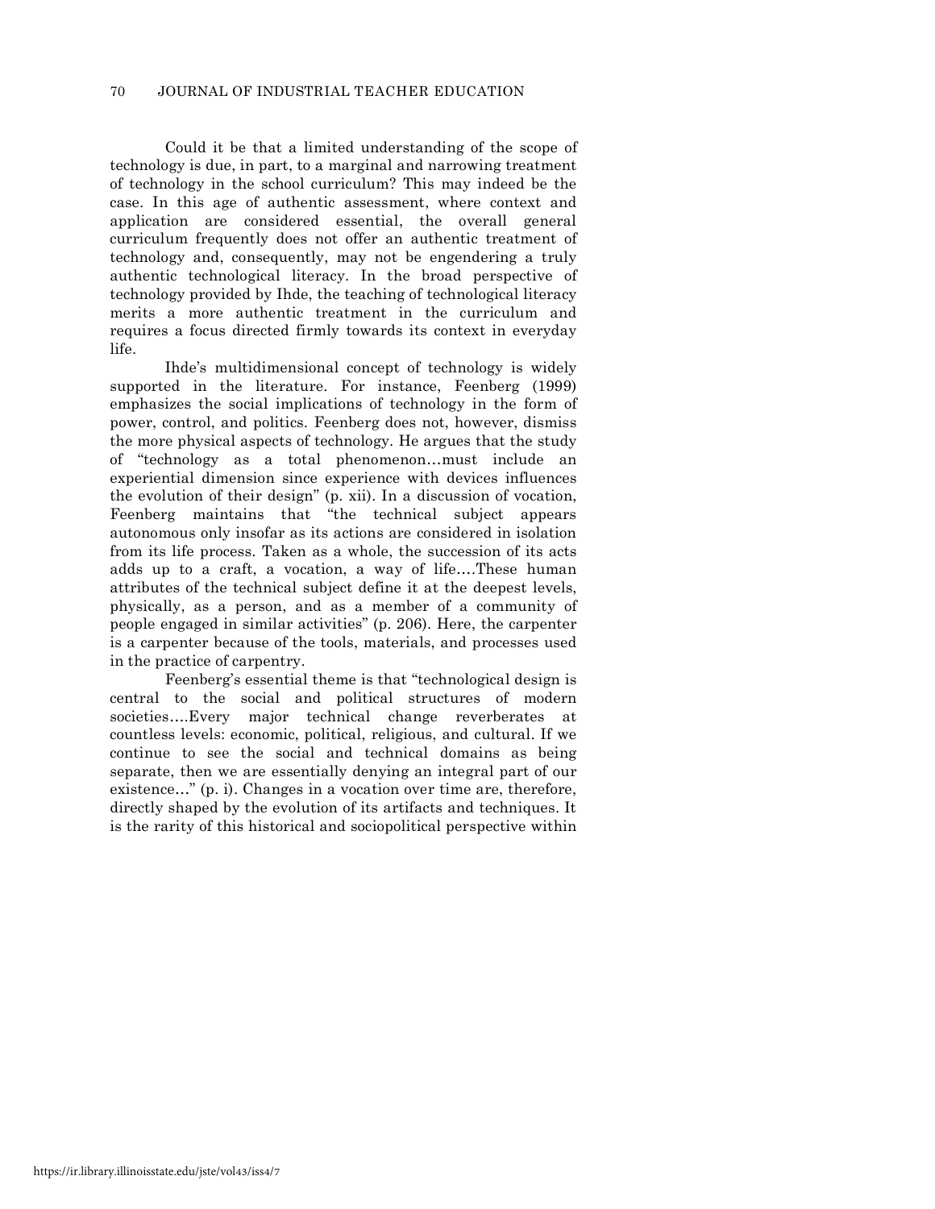Could it be that a limited understanding of the scope of technology is due, in part, to a marginal and narrowing treatment of technology in the school curriculum? This may indeed be the case. In this age of authentic assessment, where context and application are considered essential, the overall general curriculum frequently does not offer an authentic treatment of technology and, consequently, may not be engendering a truly authentic technological literacy. In the broad perspective of technology provided by Ihde, the teaching of technological literacy merits a more authentic treatment in the curriculum and requires a focus directed firmly towards its context in everyday life.

Ihde's multidimensional concept of technology is widely supported in the literature. For instance, Feenberg (1999) emphasizes the social implications of technology in the form of power, control, and politics. Feenberg does not, however, dismiss the more physical aspects of technology. He argues that the study of "technology as a total phenomenon…must include an experiential dimension since experience with devices influences the evolution of their design" (p. xii). In a discussion of vocation, Feenberg maintains that "the technical subject appears autonomous only insofar as its actions are considered in isolation from its life process. Taken as a whole, the succession of its acts adds up to a craft, a vocation, a way of life….These human attributes of the technical subject define it at the deepest levels, physically, as a person, and as a member of a community of people engaged in similar activities" (p. 206). Here, the carpenter is a carpenter because of the tools, materials, and processes used in the practice of carpentry.

Feenberg's essential theme is that "technological design is central to the social and political structures of modern societies….Every major technical change reverberates at countless levels: economic, political, religious, and cultural. If we continue to see the social and technical domains as being separate, then we are essentially denying an integral part of our existence…" (p. i). Changes in a vocation over time are, therefore, directly shaped by the evolution of its artifacts and techniques. It is the rarity of this historical and sociopolitical perspective within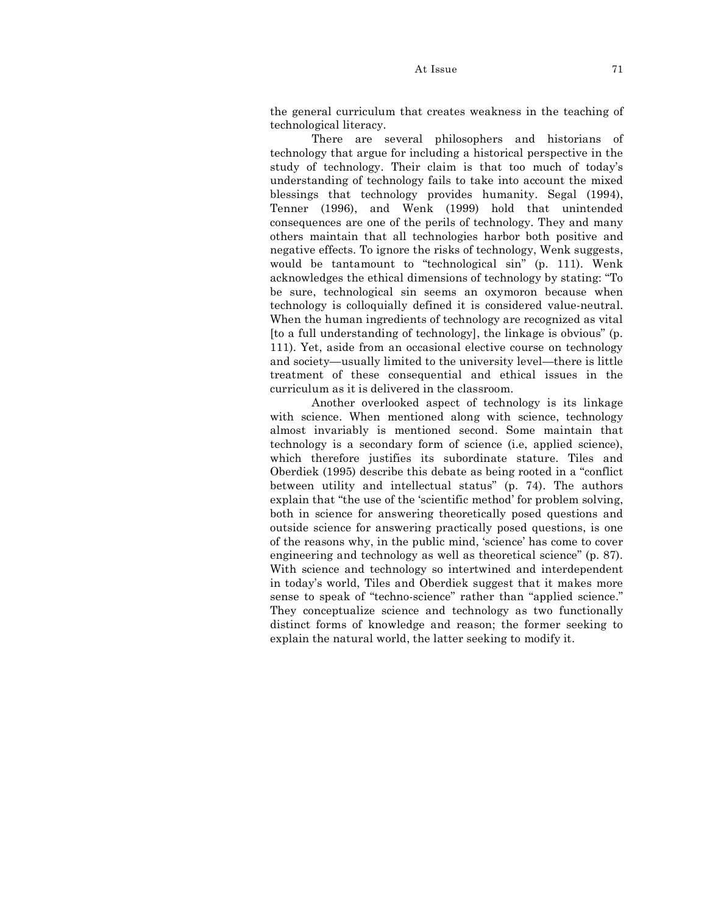the general curriculum that creates weakness in the teaching of technological literacy.

There are several philosophers and historians of technology that argue for including a historical perspective in the study of technology. Their claim is that too much of today's understanding of technology fails to take into account the mixed blessings that technology provides humanity. Segal (1994), Tenner (1996), and Wenk (1999) hold that unintended consequences are one of the perils of technology. They and many others maintain that all technologies harbor both positive and negative effects. To ignore the risks of technology, Wenk suggests, would be tantamount to "technological sin" (p. 111). Wenk acknowledges the ethical dimensions of technology by stating: "To be sure, technological sin seems an oxymoron because when technology is colloquially defined it is considered value-neutral. When the human ingredients of technology are recognized as vital [to a full understanding of technology], the linkage is obvious" (p. 111). Yet, aside from an occasional elective course on technology and society—usually limited to the university level—there is little treatment of these consequential and ethical issues in the curriculum as it is delivered in the classroom.

Another overlooked aspect of technology is its linkage with science. When mentioned along with science, technology almost invariably is mentioned second. Some maintain that technology is a secondary form of science (i.e, applied science), which therefore justifies its subordinate stature. Tiles and Oberdiek (1995) describe this debate as being rooted in a "conflict between utility and intellectual status" (p. 74). The authors explain that "the use of the 'scientific method' for problem solving, both in science for answering theoretically posed questions and outside science for answering practically posed questions, is one of the reasons why, in the public mind, 'science' has come to cover engineering and technology as well as theoretical science" (p. 87). With science and technology so intertwined and interdependent in today's world, Tiles and Oberdiek suggest that it makes more sense to speak of "techno-science" rather than "applied science." They conceptualize science and technology as two functionally distinct forms of knowledge and reason; the former seeking to explain the natural world, the latter seeking to modify it.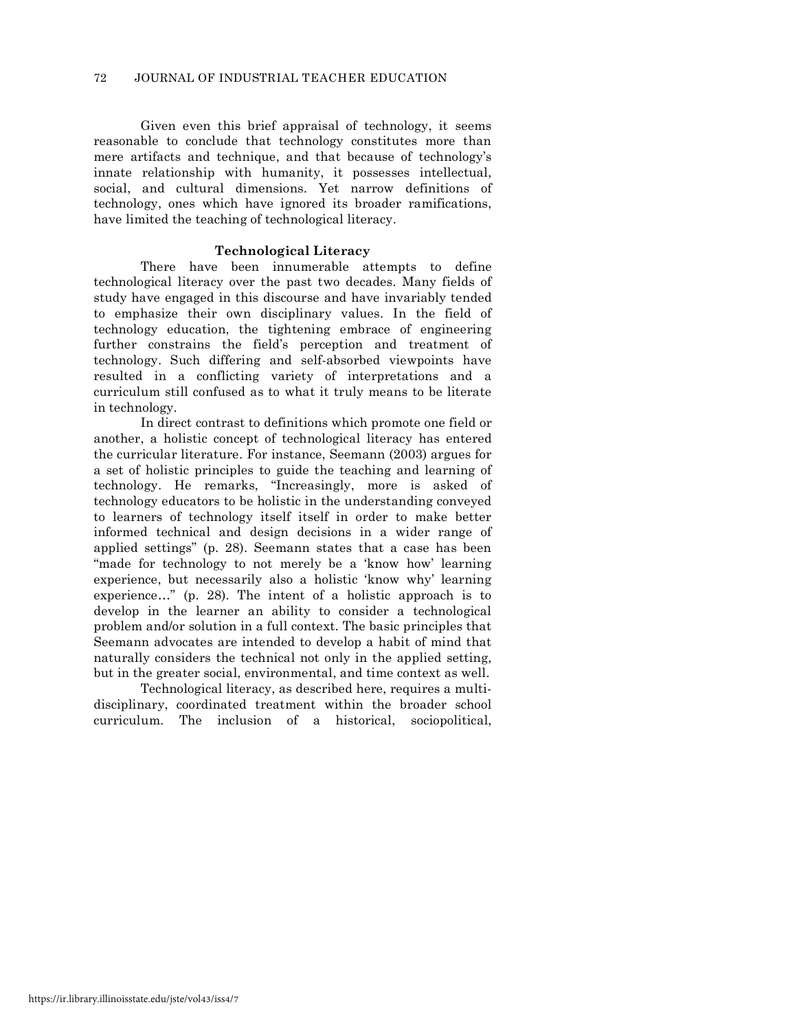Given even this brief appraisal of technology, it seems reasonable to conclude that technology constitutes more than mere artifacts and technique, and that because of technology's innate relationship with humanity, it possesses intellectual, social, and cultural dimensions. Yet narrow definitions of technology, ones which have ignored its broader ramifications, have limited the teaching of technological literacy.

## Technological Literacy

There have been innumerable attempts to define technological literacy over the past two decades. Many fields of study have engaged in this discourse and have invariably tended to emphasize their own disciplinary values. In the field of technology education, the tightening embrace of engineering further constrains the field's perception and treatment of technology. Such differing and self-absorbed viewpoints have resulted in a conflicting variety of interpretations and a curriculum still confused as to what it truly means to be literate in technology.

In direct contrast to definitions which promote one field or another, a holistic concept of technological literacy has entered the curricular literature. For instance, Seemann (2003) argues for a set of holistic principles to guide the teaching and learning of technology. He remarks, "Increasingly, more is asked of technology educators to be holistic in the understanding conveyed to learners of technology itself itself in order to make better informed technical and design decisions in a wider range of applied settings" (p. 28). Seemann states that a case has been "made for technology to not merely be a 'know how' learning experience, but necessarily also a holistic 'know why' learning experience…" (p. 28). The intent of a holistic approach is to develop in the learner an ability to consider a technological problem and/or solution in a full context. The basic principles that Seemann advocates are intended to develop a habit of mind that naturally considers the technical not only in the applied setting, but in the greater social, environmental, and time context as well.

Technological literacy, as described here, requires a multi-disciplinary, coordinated treatment within the broader school curriculum. The inclusion of a historical, sociopolitical,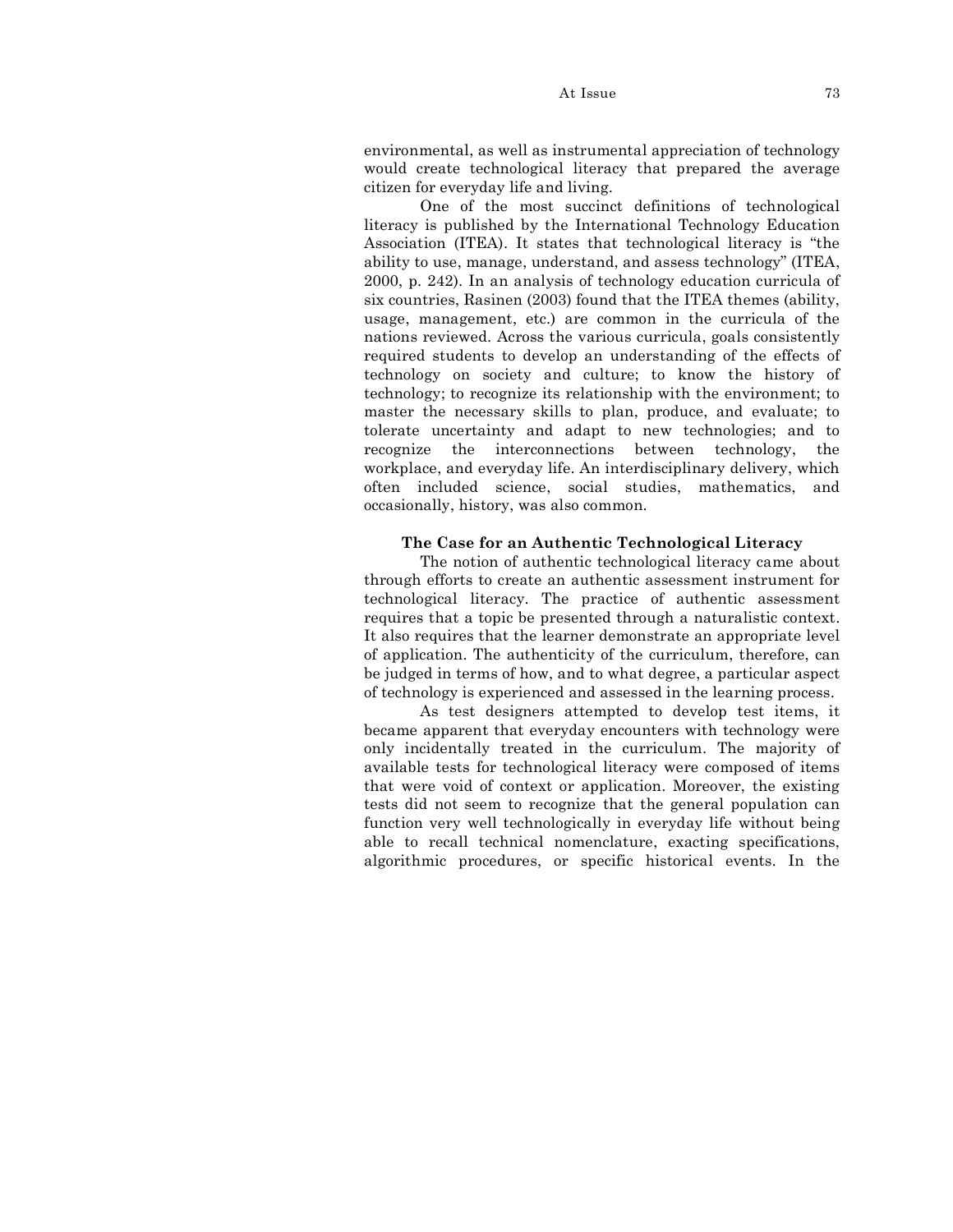environmental, as well as instrumental appreciation of technology would create technological literacy that prepared the average citizen for everyday life and living.

One of the most succinct definitions of technological literacy is published by the International Technology Education Association (ITEA). It states that technological literacy is "the ability to use, manage, understand, and assess technology" (ITEA, 2000, p. 242). In an analysis of technology education curricula of six countries, Rasinen (2003) found that the ITEA themes (ability, usage, management, etc.) are common in the curricula of the nations reviewed. Across the various curricula, goals consistently required students to develop an understanding of the effects of technology on society and culture; to know the history of technology; to recognize its relationship with the environment; to master the necessary skills to plan, produce, and evaluate; to tolerate uncertainty and adapt to new technologies; and to recognize the interconnections between technology, the workplace, and everyday life. An interdisciplinary delivery, which often included science, social studies, mathematics, and occasionally, history, was also common.

### The Case for an Authentic Technological Literacy

The notion of authentic technological literacy came about through efforts to create an authentic assessment instrument for technological literacy. The practice of authentic assessment requires that a topic be presented through a naturalistic context. It also requires that the learner demonstrate an appropriate level of application. The authenticity of the curriculum, therefore, can be judged in terms of how, and to what degree, a particular aspect of technology is experienced and assessed in the learning process.

As test designers attempted to develop test items, it became apparent that everyday encounters with technology were only incidentally treated in the curriculum. The majority of available tests for technological literacy were composed of items that were void of context or application. Moreover, the existing tests did not seem to recognize that the general population can function very well technologically in everyday life without being able to recall technical nomenclature, exacting specifications, algorithmic procedures, or specific historical events. In the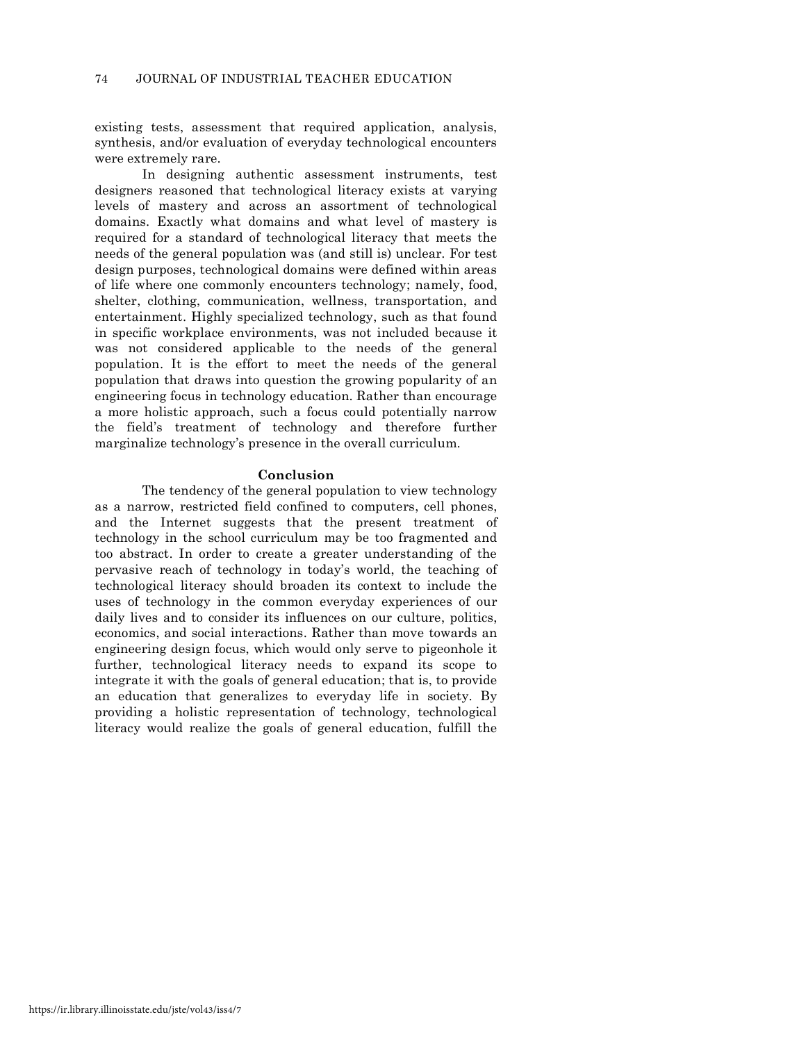existing tests, assessment that required application, analysis, synthesis, and/or evaluation of everyday technological encounters were extremely rare.

In designing authentic assessment instruments, test designers reasoned that technological literacy exists at varying levels of mastery and across an assortment of technological domains. Exactly what domains and what level of mastery is required for a standard of technological literacy that meets the needs of the general population was (and still is) unclear. For test design purposes, technological domains were defined within areas of life where one commonly encounters technology; namely, food, shelter, clothing, communication, wellness, transportation, and entertainment. Highly specialized technology, such as that found in specific workplace environments, was not included because it was not considered applicable to the needs of the general population. It is the effort to meet the needs of the general population that draws into question the growing popularity of an engineering focus in technology education. Rather than encourage a more holistic approach, such a focus could potentially narrow the field's treatment of technology and therefore further marginalize technology's presence in the overall curriculum.

## Conclusion

The tendency of the general population to view technology as a narrow, restricted field confined to computers, cell phones, and the Internet suggests that the present treatment of technology in the school curriculum may be too fragmented and too abstract. In order to create a greater understanding of the pervasive reach of technology in today's world, the teaching of technological literacy should broaden its context to include the uses of technology in the common everyday experiences of our daily lives and to consider its influences on our culture, politics, economics, and social interactions. Rather than move towards an engineering design focus, which would only serve to pigeonhole it further, technological literacy needs to expand its scope to integrate it with the goals of general education; that is, to provide an education that generalizes to everyday life in society. By providing a holistic representation of technology, technological literacy would realize the goals of general education, fulfill the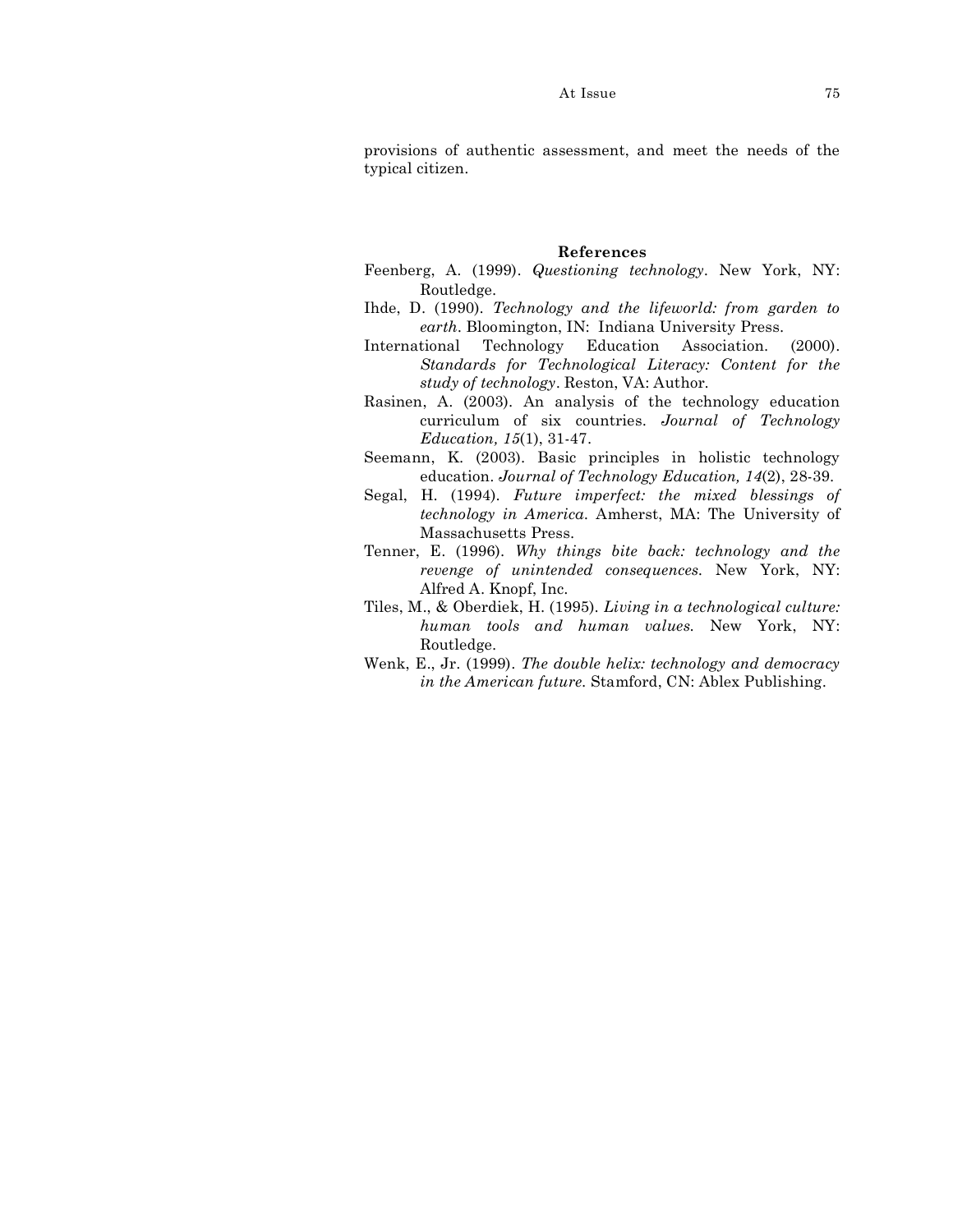provisions of authentic assessment, and meet the needs of the typical citizen.

## References

Feenberg, A. (1999). *Questioning technology*. New York, NY: Routledge.

Ihde, D. (1990). *Technology and the lifeworld: from garden to earth*. Bloomington, IN: Indiana University Press.

International Technology Education Association. (2000). *Standards for Technological Literacy: Content for the study of technology*. Reston, VA: Author.

Rasinen, A. (2003). An analysis of the technology education curriculum of six countries. *Journal of Technology Education, 15*(1), 31-47.

Seemann, K. (2003). Basic principles in holistic technology education. *Journal of Technology Education, 14*(2), 28-39.

Segal, H. (1994). *Future imperfect: the mixed blessings of technology in America*. Amherst, MA: The University of Massachusetts Press.

Tenner, E. (1996). *Why things bite back: technology and the revenge of unintended consequences.* New York, NY: Alfred A. Knopf, Inc.

Tiles, M., & Oberdiek, H. (1995). *Living in a technological culture: human tools and human values.* New York, NY: Routledge.

Wenk, E., Jr. (1999). *The double helix: technology and democracy in the American future.* Stamford, CN: Ablex Publishing.